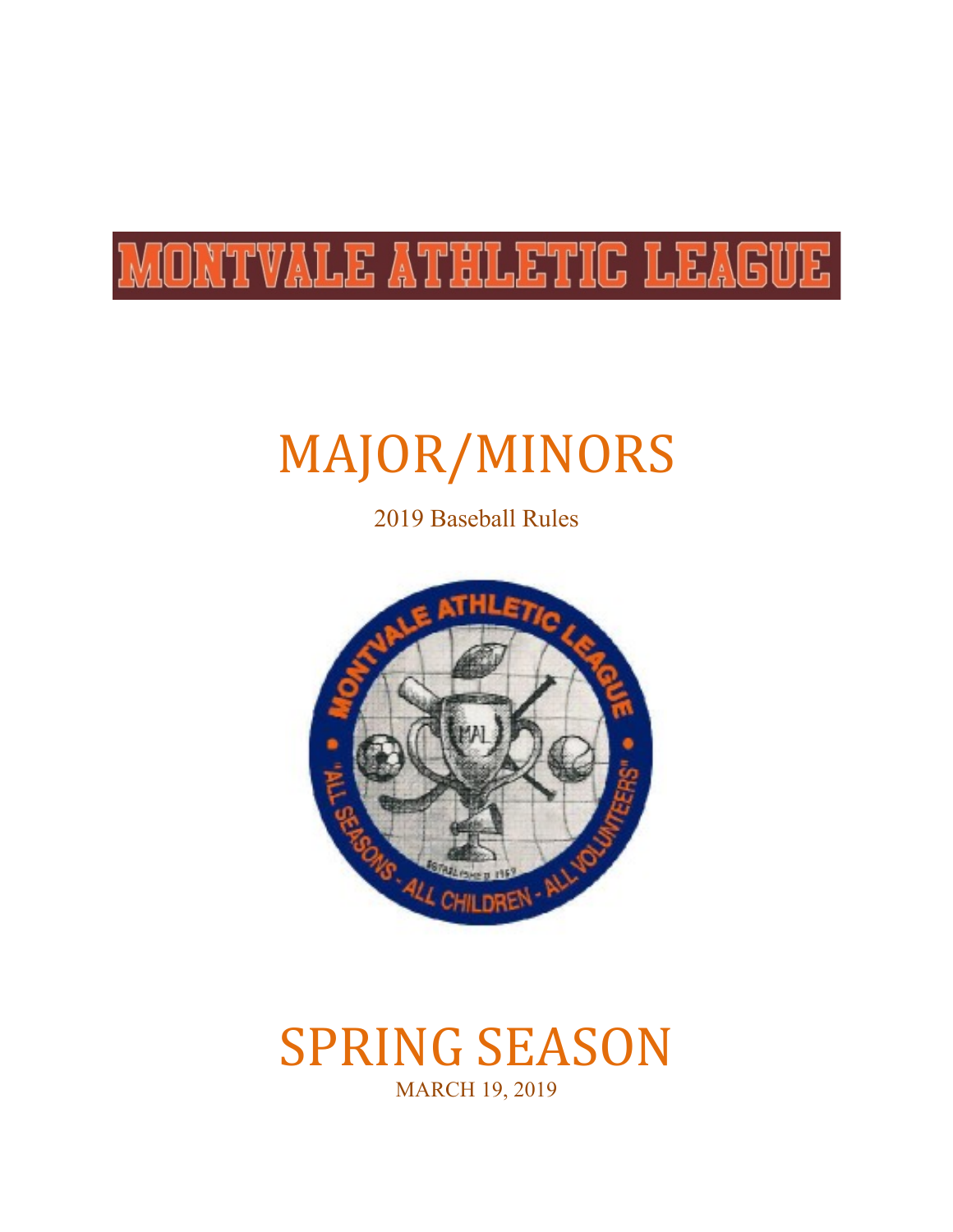# MONTVALE ATHLETIC LEAGUE

# MAJOR/MINORS

2019 Baseball Rules

# SPRING SEASON

MARCH 19, 2019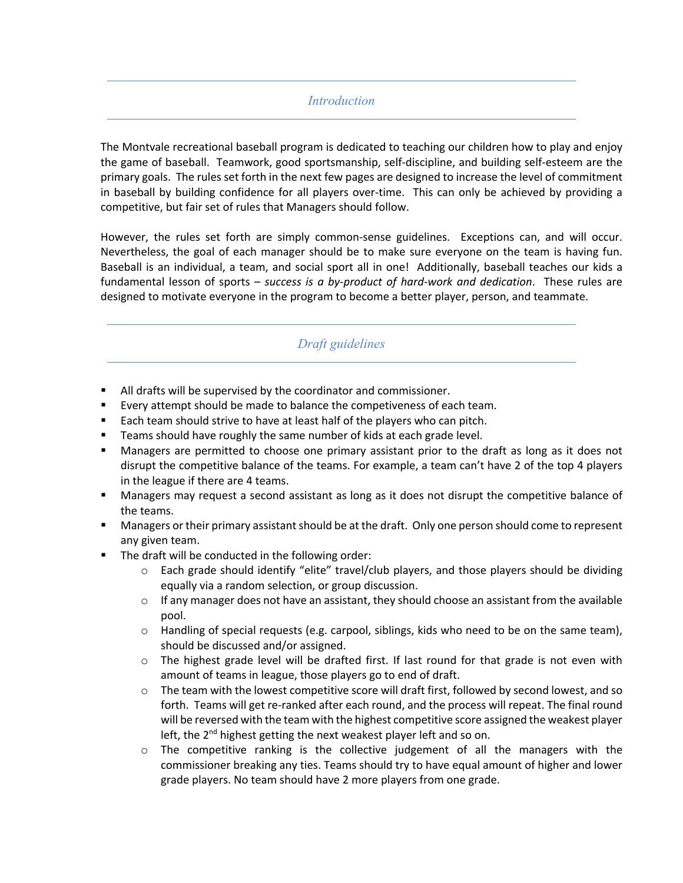## *Introduction*

The Montvale recreational baseball program is dedicated to teaching our children how to play and enjoy the game of baseball. Teamwork, good sportsmanship, self-discipline, and building self-esteem are the primary goals. The rules set forth in the next few pages are designed to increase the level of commitment in baseball by building confidence for all players over-time. This can only be achieved by providing a competitive, but fair set of rules that Managers should follow.

However, the rules set forth are simply common-sense guidelines. Exceptions can, and will occur. Nevertheless, the goal of each manager should be to make sure everyone on the team is having fun. Baseball is an individual, a team, and social sport all in one! Additionally, baseball teaches our kids a fundamental lesson of sports – *success is a by-product of hard-work and dedication*. These rules are designed to motivate everyone in the program to become a better player, person, and teammate.

## *Draft guidelines*

- All drafts will be supervised by the coordinator and commissioner.
- Every attempt should be made to balance the competiveness of each team.
- Each team should strive to have at least half of the players who can pitch.
- Teams should have roughly the same number of kids at each grade level.
- Managers are permitted to choose one primary assistant prior to the draft as long as it does not disrupt the competitive balance of the teams. For example, a team can't have 2 of the top 4 players in the league if there are 4 teams.
- Managers may request a second assistant as long as it does not disrupt the competitive balance of the teams.
- Managers or their primary assistant should be at the draft. Only one person should come to represent any given team.
- The draft will be conducted in the following order:
  - Each grade should identify "elite" travel/club players, and those players should be dividing equally via a random selection, or group discussion.
  - If any manager does not have an assistant, they should choose an assistant from the available pool.
  - Handling of special requests (e.g. carpool, siblings, kids who need to be on the same team), should be discussed and/or assigned.
  - The highest grade level will be drafted first. If last round for that grade is not even with amount of teams in league, those players go to end of draft.
  - The team with the lowest competitive score will draft first, followed by second lowest, and so forth. Teams will get re-ranked after each round, and the process will repeat. The final round will be reversed with the team with the highest competitive score assigned the weakest player left, the 2nd highest getting the next weakest player left and so on.
  - The competitive ranking is the collective judgement of all the managers with the commissioner breaking any ties. Teams should try to have equal amount of higher and lower grade players. No team should have 2 more players from one grade.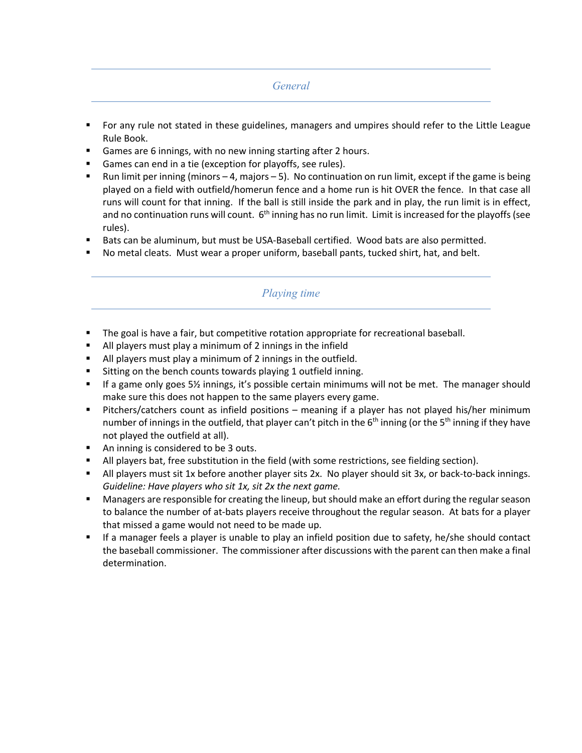## General

- For any rule not stated in these guidelines, managers and umpires should refer to the Little League Rule Book.
- Games are 6 innings, with no new inning starting after 2 hours.
- Games can end in a tie (exception for playoffs, see rules).
- Run limit per inning (minors – 4, majors – 5). No continuation on run limit, except if the game is being played on a field with outfield/homerun fence and a home run is hit OVER the fence. In that case all runs will count for that inning. If the ball is still inside the park and in play, the run limit is in effect, and no continuation runs will count. 6th inning has no run limit. Limit is increased for the playoffs (see rules).
- Bats can be aluminum, but must be USA-Baseball certified. Wood bats are also permitted.
- No metal cleats. Must wear a proper uniform, baseball pants, tucked shirt, hat, and belt.

## Playing time

- The goal is have a fair, but competitive rotation appropriate for recreational baseball.
- All players must play a minimum of 2 innings in the infield
- All players must play a minimum of 2 innings in the outfield.
- Sitting on the bench counts towards playing 1 outfield inning.
- If a game only goes 5½ innings, it's possible certain minimums will not be met. The manager should make sure this does not happen to the same players every game.
- Pitchers/catchers count as infield positions – meaning if a player has not played his/her minimum number of innings in the outfield, that player can't pitch in the 6th inning (or the 5th inning if they have not played the outfield at all).
- An inning is considered to be 3 outs.
- All players bat, free substitution in the field (with some restrictions, see fielding section).
- All players must sit 1x before another player sits 2x. No player should sit 3x, or back-to-back innings. *Guideline: Have players who sit 1x, sit 2x the next game.*
- Managers are responsible for creating the lineup, but should make an effort during the regular season to balance the number of at-bats players receive throughout the regular season. At bats for a player that missed a game would not need to be made up.
- If a manager feels a player is unable to play an infield position due to safety, he/she should contact the baseball commissioner. The commissioner after discussions with the parent can then make a final determination.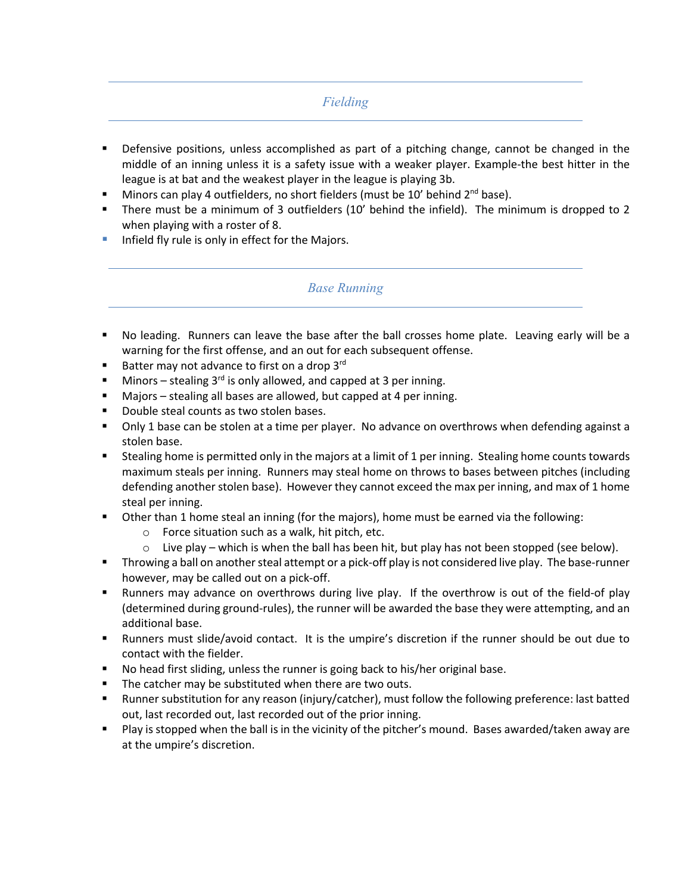## *Fielding*

- Defensive positions, unless accomplished as part of a pitching change, cannot be changed in the middle of an inning unless it is a safety issue with a weaker player. Example-the best hitter in the league is at bat and the weakest player in the league is playing 3b.
- Minors can play 4 outfielders, no short fielders (must be 10' behind 2nd base).
- There must be a minimum of 3 outfielders (10' behind the infield). The minimum is dropped to 2 when playing with a roster of 8.
- Infield fly rule is only in effect for the Majors.

## *Base Running*

- No leading. Runners can leave the base after the ball crosses home plate. Leaving early will be a warning for the first offense, and an out for each subsequent offense.
- Batter may not advance to first on a drop 3rd
- Minors – stealing 3rd is only allowed, and capped at 3 per inning.
- Majors – stealing all bases are allowed, but capped at 4 per inning.
- Double steal counts as two stolen bases.
- Only 1 base can be stolen at a time per player. No advance on overthrows when defending against a stolen base.
- Stealing home is permitted only in the majors at a limit of 1 per inning. Stealing home counts towards maximum steals per inning. Runners may steal home on throws to bases between pitches (including defending another stolen base). However they cannot exceed the max per inning, and max of 1 home steal per inning.
- Other than 1 home steal an inning (for the majors), home must be earned via the following:
  - Force situation such as a walk, hit pitch, etc.
  - Live play – which is when the ball has been hit, but play has not been stopped (see below).
- Throwing a ball on another steal attempt or a pick-off play is not considered live play. The base-runner however, may be called out on a pick-off.
- Runners may advance on overthrows during live play. If the overthrow is out of the field-of play (determined during ground-rules), the runner will be awarded the base they were attempting, and an additional base.
- Runners must slide/avoid contact. It is the umpire's discretion if the runner should be out due to contact with the fielder.
- No head first sliding, unless the runner is going back to his/her original base.
- The catcher may be substituted when there are two outs.
- Runner substitution for any reason (injury/catcher), must follow the following preference: last batted out, last recorded out, last recorded out of the prior inning.
- Play is stopped when the ball is in the vicinity of the pitcher's mound. Bases awarded/taken away are at the umpire's discretion.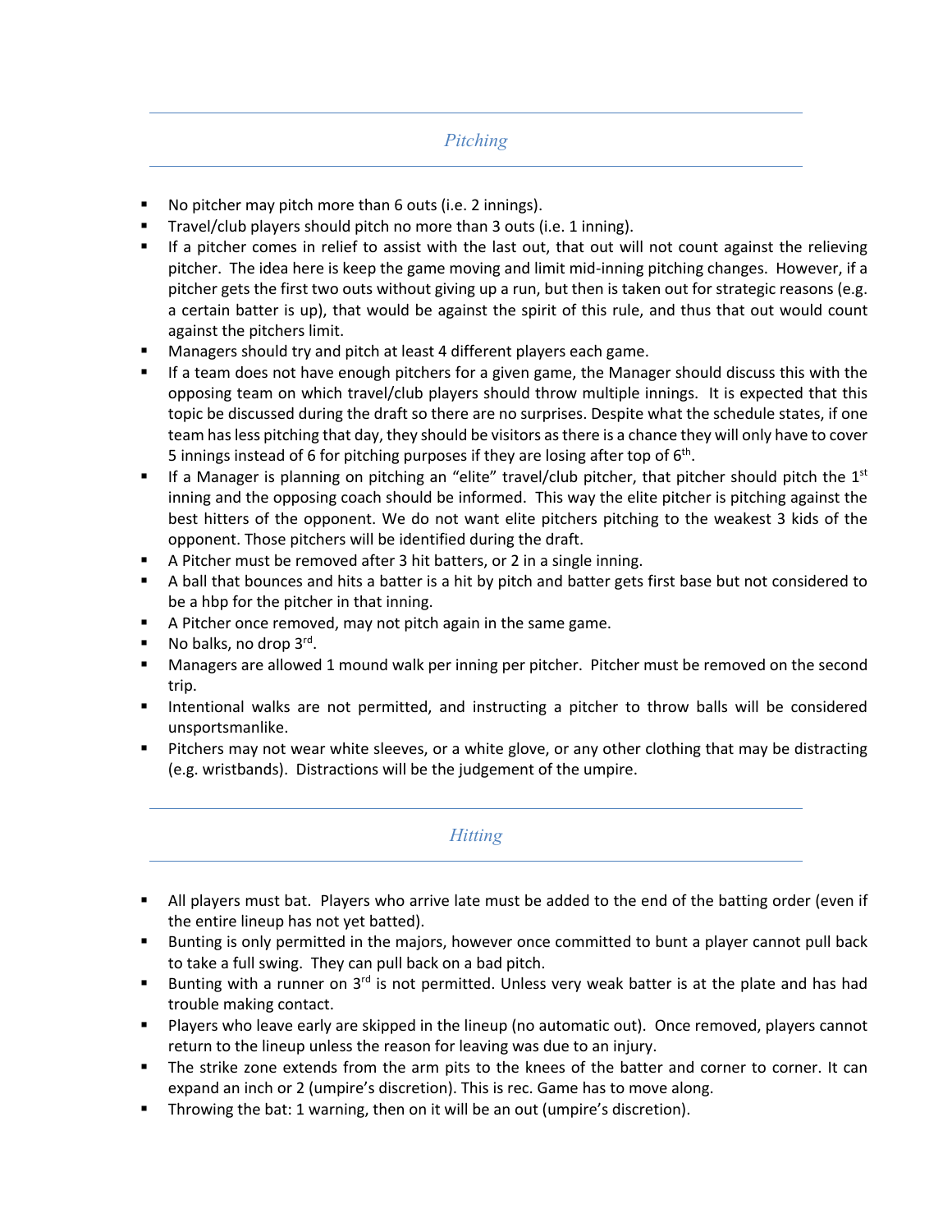## *Pitching*

- No pitcher may pitch more than 6 outs (i.e. 2 innings).
- Travel/club players should pitch no more than 3 outs (i.e. 1 inning).
- If a pitcher comes in relief to assist with the last out, that out will not count against the relieving pitcher. The idea here is keep the game moving and limit mid-inning pitching changes. However, if a pitcher gets the first two outs without giving up a run, but then is taken out for strategic reasons (e.g. a certain batter is up), that would be against the spirit of this rule, and thus that out would count against the pitchers limit.
- Managers should try and pitch at least 4 different players each game.
- If a team does not have enough pitchers for a given game, the Manager should discuss this with the opposing team on which travel/club players should throw multiple innings. It is expected that this topic be discussed during the draft so there are no surprises. Despite what the schedule states, if one team has less pitching that day, they should be visitors as there is a chance they will only have to cover 5 innings instead of 6 for pitching purposes if they are losing after top of 6th.
- If a Manager is planning on pitching an "elite" travel/club pitcher, that pitcher should pitch the 1st inning and the opposing coach should be informed. This way the elite pitcher is pitching against the best hitters of the opponent. We do not want elite pitchers pitching to the weakest 3 kids of the opponent. Those pitchers will be identified during the draft.
- A Pitcher must be removed after 3 hit batters, or 2 in a single inning.
- A ball that bounces and hits a batter is a hit by pitch and batter gets first base but not considered to be a hbp for the pitcher in that inning.
- A Pitcher once removed, may not pitch again in the same game.
- No balks, no drop 3rd.
- Managers are allowed 1 mound walk per inning per pitcher. Pitcher must be removed on the second trip.
- Intentional walks are not permitted, and instructing a pitcher to throw balls will be considered unsportsmanlike.
- Pitchers may not wear white sleeves, or a white glove, or any other clothing that may be distracting (e.g. wristbands). Distractions will be the judgement of the umpire.

## *Hitting*

- All players must bat. Players who arrive late must be added to the end of the batting order (even if the entire lineup has not yet batted).
- Bunting is only permitted in the majors, however once committed to bunt a player cannot pull back to take a full swing. They can pull back on a bad pitch.
- Bunting with a runner on 3rd is not permitted. Unless very weak batter is at the plate and has had trouble making contact.
- Players who leave early are skipped in the lineup (no automatic out). Once removed, players cannot return to the lineup unless the reason for leaving was due to an injury.
- The strike zone extends from the arm pits to the knees of the batter and corner to corner. It can expand an inch or 2 (umpire's discretion). This is rec. Game has to move along.
- Throwing the bat: 1 warning, then on it will be an out (umpire's discretion).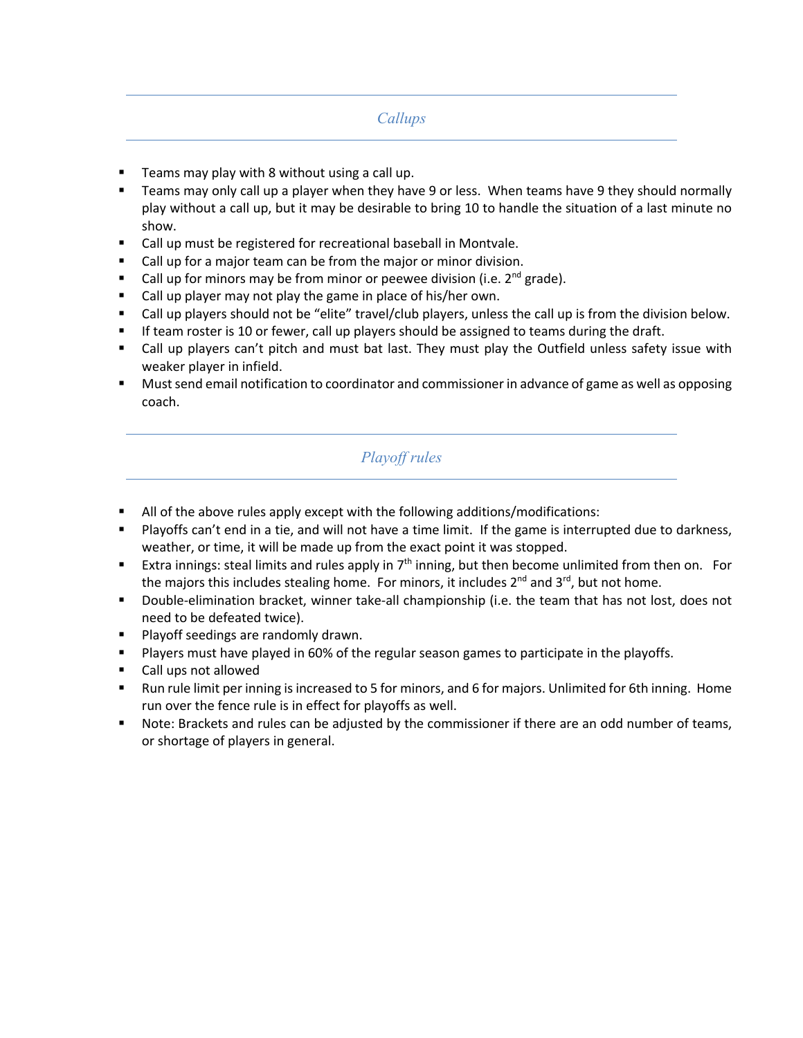## *Callups*

- Teams may play with 8 without using a call up.
- Teams may only call up a player when they have 9 or less. When teams have 9 they should normally play without a call up, but it may be desirable to bring 10 to handle the situation of a last minute no show.
- Call up must be registered for recreational baseball in Montvale.
- Call up for a major team can be from the major or minor division.
- Call up for minors may be from minor or peewee division (i.e. 2nd grade).
- Call up player may not play the game in place of his/her own.
- Call up players should not be "elite" travel/club players, unless the call up is from the division below.
- If team roster is 10 or fewer, call up players should be assigned to teams during the draft.
- Call up players can't pitch and must bat last. They must play the Outfield unless safety issue with weaker player in infield.
- Must send email notification to coordinator and commissioner in advance of game as well as opposing coach.

## *Playoff rules*

- All of the above rules apply except with the following additions/modifications:
- Playoffs can't end in a tie, and will not have a time limit. If the game is interrupted due to darkness, weather, or time, it will be made up from the exact point it was stopped.
- Extra innings: steal limits and rules apply in 7th inning, but then become unlimited from then on. For the majors this includes stealing home. For minors, it includes 2nd and 3rd, but not home.
- Double-elimination bracket, winner take-all championship (i.e. the team that has not lost, does not need to be defeated twice).
- Playoff seedings are randomly drawn.
- Players must have played in 60% of the regular season games to participate in the playoffs.
- Call ups not allowed
- Run rule limit per inning is increased to 5 for minors, and 6 for majors. Unlimited for 6th inning. Home run over the fence rule is in effect for playoffs as well.
- Note: Brackets and rules can be adjusted by the commissioner if there are an odd number of teams, or shortage of players in general.